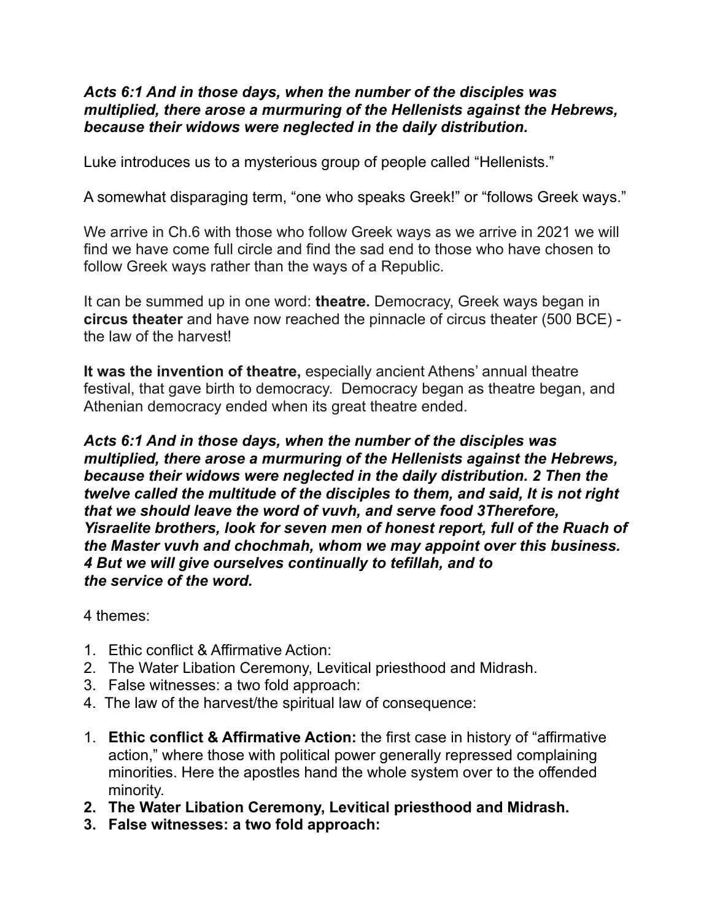***Acts 6:1 And in those days, when the number of the disciples was multiplied, there arose a murmuring of the Hellenists against the Hebrews, because their widows were neglected in the daily distribution.***

Luke introduces us to a mysterious group of people called "Hellenists."

A somewhat disparaging term, "one who speaks Greek!" or "follows Greek ways."

We arrive in Ch.6 with those who follow Greek ways as we arrive in 2021 we will find we have come full circle and find the sad end to those who have chosen to follow Greek ways rather than the ways of a Republic.

It can be summed up in one word: **theatre.** Democracy, Greek ways began in **circus theater** and have now reached the pinnacle of circus theater (500 BCE) - the law of the harvest!

**It was the invention of theatre,** especially ancient Athens' annual theatre festival, that gave birth to democracy. Democracy began as theatre began, and Athenian democracy ended when its great theatre ended.

***Acts 6:1 And in those days, when the number of the disciples was multiplied, there arose a murmuring of the Hellenists against the Hebrews, because their widows were neglected in the daily distribution. 2 Then the twelve called the multitude of the disciples to them, and said, It is not right that we should leave the word of vuvh, and serve food 3Therefore, Yisraelite brothers, look for seven men of honest report, full of the Ruach of the Master vuvh and chochmah, whom we may appoint over this business. 4 But we will give ourselves continually to tefillah, and to the service of the word.***

4 themes:

1. Ethic conflict & Affirmative Action:
2. The Water Libation Ceremony, Levitical priesthood and Midrash.
3. False witnesses: a two fold approach:
4. The law of the harvest/the spiritual law of consequence:

1. **Ethic conflict & Affirmative Action:** the first case in history of "affirmative action," where those with political power generally repressed complaining minorities. Here the apostles hand the whole system over to the offended minority.
2. **The Water Libation Ceremony, Levitical priesthood and Midrash.**
3. **False witnesses: a two fold approach:**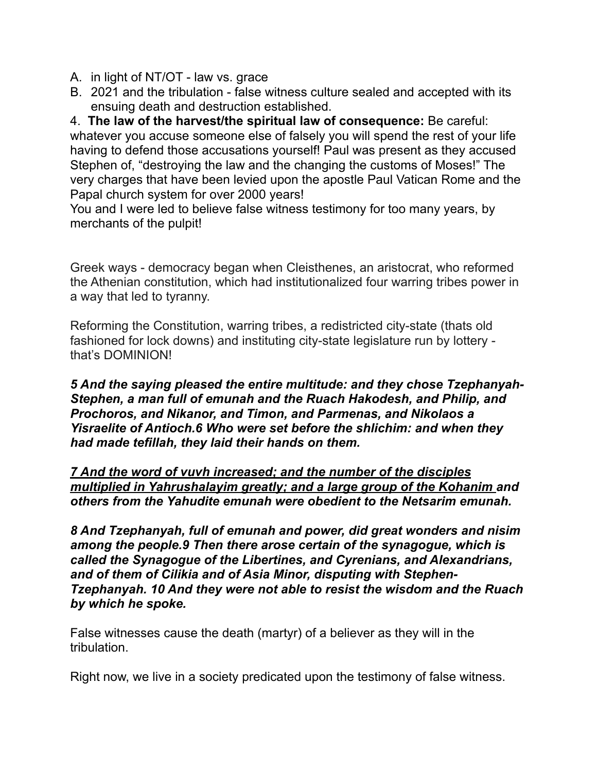A. in light of NT/OT - law vs. grace
B. 2021 and the tribulation - false witness culture sealed and accepted with its ensuing death and destruction established.

4. **The law of the harvest/the spiritual law of consequence:** Be careful: whatever you accuse someone else of falsely you will spend the rest of your life having to defend those accusations yourself! Paul was present as they accused Stephen of, "destroying the law and the changing the customs of Moses!" The very charges that have been levied upon the apostle Paul Vatican Rome and the Papal church system for over 2000 years!
You and I were led to believe false witness testimony for too many years, by merchants of the pulpit!

Greek ways - democracy began when Cleisthenes, an aristocrat, who reformed the Athenian constitution, which had institutionalized four warring tribes power in a way that led to tyranny.

Reforming the Constitution, warring tribes, a redistricted city-state (thats old fashioned for lock downs) and instituting city-state legislature run by lottery - that's DOMINION!

***5 And the saying pleased the entire multitude: and they chose Tzephanyah-Stephen, a man full of emunah and the Ruach Hakodesh, and Philip, and Prochoros, and Nikanor, and Timon, and Parmenas, and Nikolaos a Yisraelite of Antioch.6 Who were set before the shlichim: and when they had made tefillah, they laid their hands on them.***

***<u>7 And the word of vuvh increased; and the number of the disciples multiplied in Yahrushalayim greatly; and a large group of the Kohanim</u> and others from the Yahudite emunah were obedient to the Netsarim emunah.***

***8 And Tzephanyah, full of emunah and power, did great wonders and nisim among the people.9 Then there arose certain of the synagogue, which is called the Synagogue of the Libertines, and Cyrenians, and Alexandrians, and of them of Cilikia and of Asia Minor, disputing with Stephen-Tzephanyah. 10 And they were not able to resist the wisdom and the Ruach by which he spoke.***

False witnesses cause the death (martyr) of a believer as they will in the tribulation.

Right now, we live in a society predicated upon the testimony of false witness.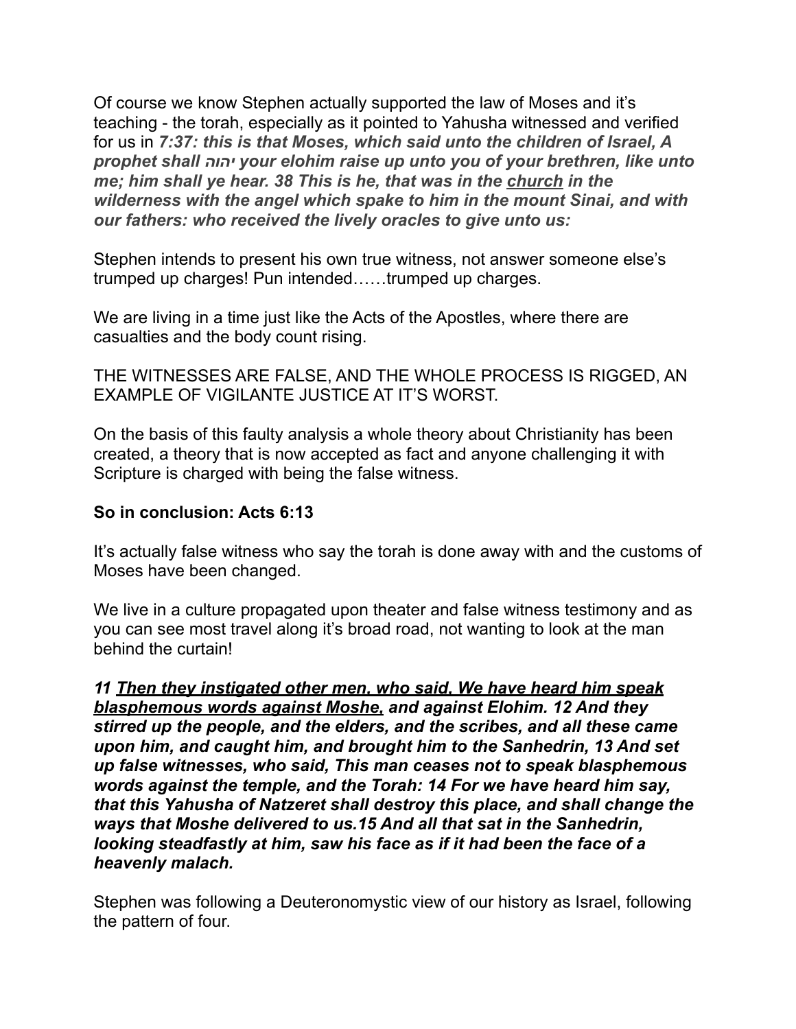Of course we know Stephen actually supported the law of Moses and it's teaching - the torah, especially as it pointed to Yahusha witnessed and verified for us in ***7:37: this is that Moses, which said unto the children of Israel, A prophet shall יהוה your elohim raise up unto you of your brethren, like unto me; him shall ye hear. 38 This is he, that was in the <u>church</u> in the wilderness with the angel which spake to him in the mount Sinai, and with our fathers: who received the lively oracles to give unto us:***

Stephen intends to present his own true witness, not answer someone else's trumped up charges! Pun intended……trumped up charges.

We are living in a time just like the Acts of the Apostles, where there are casualties and the body count rising.

THE WITNESSES ARE FALSE, AND THE WHOLE PROCESS IS RIGGED, AN EXAMPLE OF VIGILANTE JUSTICE AT IT'S WORST.

On the basis of this faulty analysis a whole theory about Christianity has been created, a theory that is now accepted as fact and anyone challenging it with Scripture is charged with being the false witness.

**So in conclusion: Acts 6:13**

It's actually false witness who say the torah is done away with and the customs of Moses have been changed.

We live in a culture propagated upon theater and false witness testimony and as you can see most travel along it's broad road, not wanting to look at the man behind the curtain!

***11 <u>Then they instigated other men, who said, We have heard him speak blasphemous words against Moshe,</u> and against Elohim. 12 And they stirred up the people, and the elders, and the scribes, and all these came upon him, and caught him, and brought him to the Sanhedrin, 13 And set up false witnesses, who said, This man ceases not to speak blasphemous words against the temple, and the Torah: 14 For we have heard him say, that this Yahusha of Natzeret shall destroy this place, and shall change the ways that Moshe delivered to us.15 And all that sat in the Sanhedrin, looking steadfastly at him, saw his face as if it had been the face of a heavenly malach.***

Stephen was following a Deuteronomystic view of our history as Israel, following the pattern of four.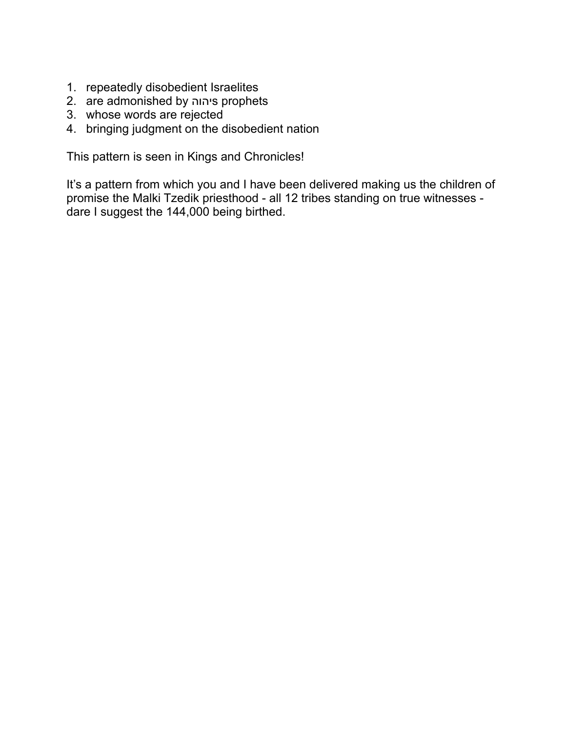1. repeatedly disobedient Israelites
2. are admonished by יהוהs prophets
3. whose words are rejected
4. bringing judgment on the disobedient nation

This pattern is seen in Kings and Chronicles!

It's a pattern from which you and I have been delivered making us the children of promise the Malki Tzedik priesthood - all 12 tribes standing on true witnesses - dare I suggest the 144,000 being birthed.